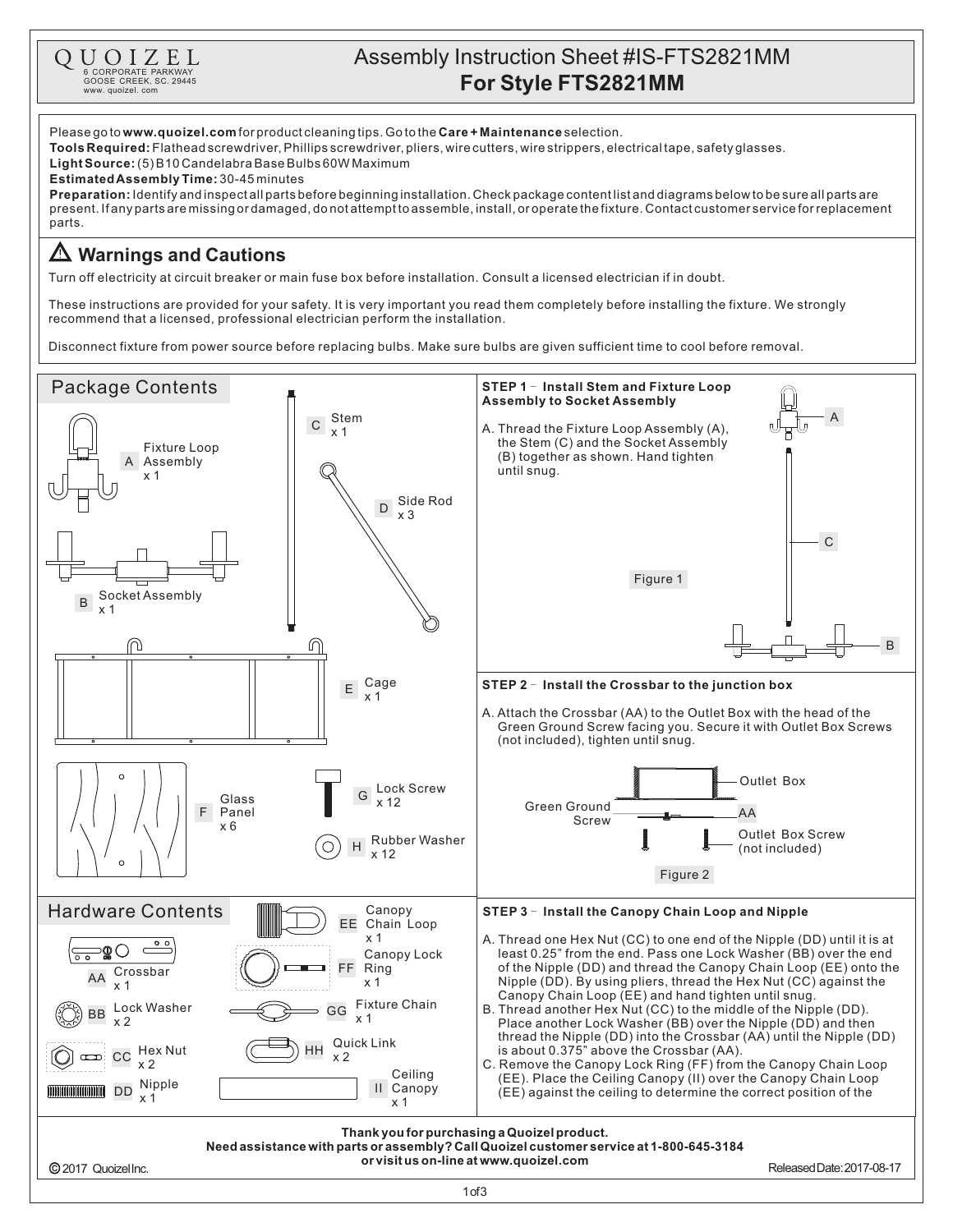QUOIZEL
6 CORPORATE PARKWAY
GOOSE CREEK, SC. 29445
www. quoizel. com

# Assembly Instruction Sheet #IS-FTS2821MM
## For Style FTS2821MM

Please go to **www.quoizel.com** for product cleaning tips. Go to the **Care + Maintenance** selection.
**Tools Required:** Flathead screwdriver, Phillips screwdriver, pliers, wire cutters, wire strippers, electrical tape, safety glasses.
**Light Source:** (5) B10 Candelabra Base Bulbs 60W Maximum
**Estimated Assembly Time:** 30-45 minutes
**Preparation:** Identify and inspect all parts before beginning installation. Check package content list and diagrams below to be sure all parts are present. If any parts are missing or damaged, do not attempt to assemble, install, or operate the fixture. Contact customer service for replacement parts.

## ⚠ Warnings and Cautions

Turn off electricity at circuit breaker or main fuse box before installation. Consult a licensed electrician if in doubt.

These instructions are provided for your safety. It is very important you read them completely before installing the fixture. We strongly recommend that a licensed, professional electrician perform the installation.

Disconnect fixture from power source before replacing bulbs. Make sure bulbs are given sufficient time to cool before removal.

## Package Contents

- A Fixture Loop Assembly x 1
- B Socket Assembly x 1
- C Stem x 1
- D Side Rod x 3
- E Cage x 1
- F Glass Panel x 6
- G Lock Screw x 12
- H Rubber Washer x 12

## Hardware Contents

- AA Crossbar x 1
- BB Lock Washer x 2
- CC Hex Nut x 2
- DD Nipple x 1
- EE Canopy Chain Loop x 1
- FF Canopy Lock Ring x 1
- GG Fixture Chain x 1
- HH Quick Link x 2
- II Ceiling Canopy x 1

### STEP 1 – Install Stem and Fixture Loop Assembly to Socket Assembly

A. Thread the Fixture Loop Assembly (A), the Stem (C) and the Socket Assembly (B) together as shown. Hand tighten until snug.

Figure 1

### STEP 2 – Install the Crossbar to the junction box

A. Attach the Crossbar (AA) to the Outlet Box with the head of the Green Ground Screw facing you. Secure it with Outlet Box Screws (not included), tighten until snug.

Outlet Box
Green Ground Screw
AA
Outlet Box Screw (not included)

Figure 2

### STEP 3 – Install the Canopy Chain Loop and Nipple

A. Thread one Hex Nut (CC) to one end of the Nipple (DD) until it is at least 0.25" from the end. Pass one Lock Washer (BB) over the end of the Nipple (DD) and thread the Canopy Chain Loop (EE) onto the Nipple (DD). By using pliers, thread the Hex Nut (CC) against the Canopy Chain Loop (EE) and hand tighten until snug.
B. Thread another Hex Nut (CC) to the middle of the Nipple (DD). Place another Lock Washer (BB) over the Nipple (DD) and then thread the Nipple (DD) into the Crossbar (AA) until the Nipple (DD) is about 0.375" above the Crossbar (AA).
C. Remove the Canopy Lock Ring (FF) from the Canopy Chain Loop (EE). Place the Ceiling Canopy (II) over the Canopy Chain Loop (EE) against the ceiling to determine the correct position of the

**Thank you for purchasing a Quoizel product.**
**Need assistance with parts or assembly? Call Quoizel customer service at 1-800-645-3184 or visit us on-line at www.quoizel.com**

© 2017 Quoizel Inc.
Released Date: 2017-08-17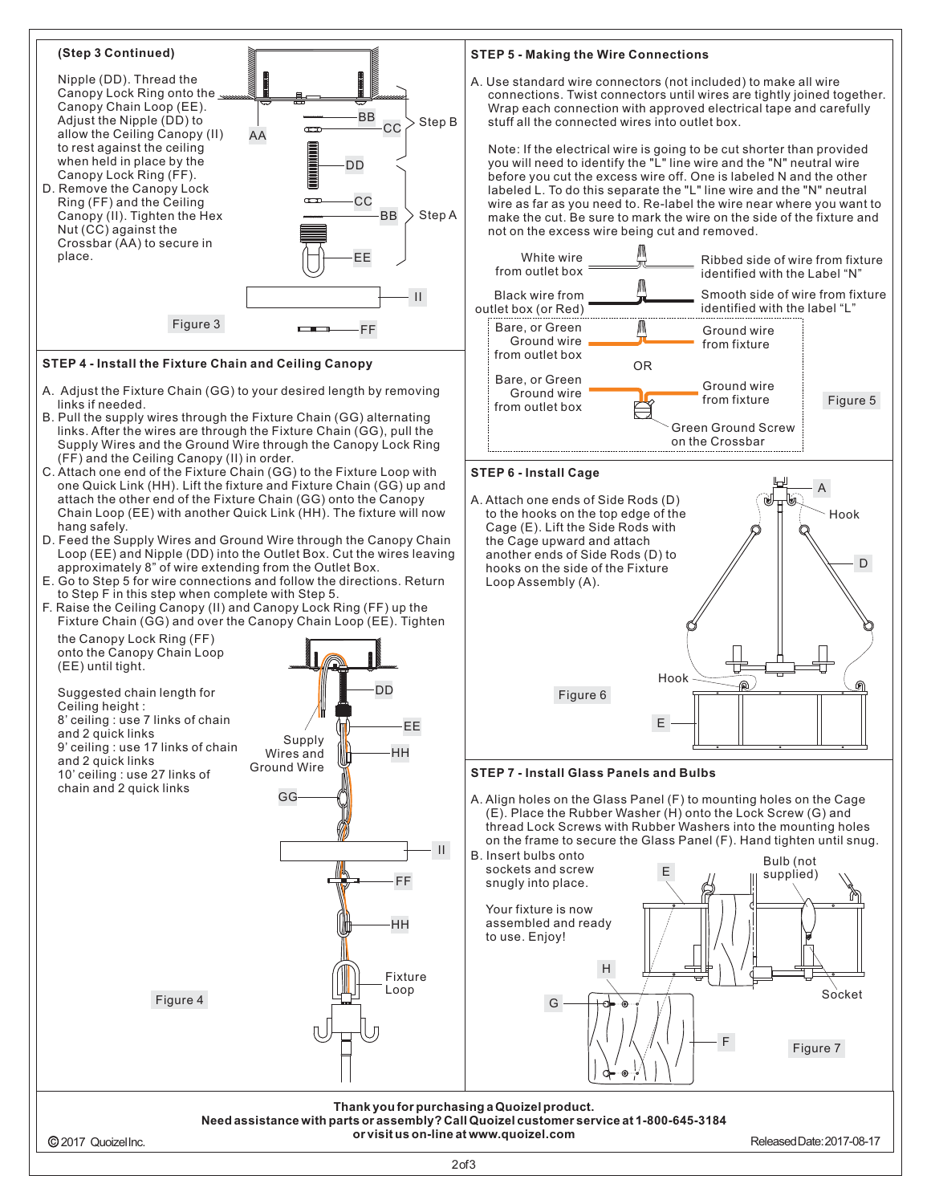**(Step 3 Continued)**

Nipple (DD). Thread the Canopy Lock Ring onto the Canopy Chain Loop (EE). Adjust the Nipple (DD) to allow the Ceiling Canopy (II) to rest against the ceiling when held in place by the Canopy Lock Ring (FF).

D. Remove the Canopy Lock Ring (FF) and the Ceiling Canopy (II). Tighten the Hex Nut (CC) against the Crossbar (AA) to secure in place.

Figure 3

## STEP 4 - Install the Fixture Chain and Ceiling Canopy

A. Adjust the Fixture Chain (GG) to your desired length by removing links if needed.

B. Pull the supply wires through the Fixture Chain (GG) alternating links. After the wires are through the Fixture Chain (GG), pull the Supply Wires and the Ground Wire through the Canopy Lock Ring (FF) and the Ceiling Canopy (II) in order.

C. Attach one end of the Fixture Chain (GG) to the Fixture Loop with one Quick Link (HH). Lift the fixture and Fixture Chain (GG) up and attach the other end of the Fixture Chain (GG) onto the Canopy Chain Loop (EE) with another Quick Link (HH). The fixture will now hang safely.

D. Feed the Supply Wires and Ground Wire through the Canopy Chain Loop (EE) and Nipple (DD) into the Outlet Box. Cut the wires leaving approximately 8" of wire extending from the Outlet Box.

E. Go to Step 5 for wire connections and follow the directions. Return to Step F in this step when complete with Step 5.

F. Raise the Ceiling Canopy (II) and Canopy Lock Ring (FF) up the Fixture Chain (GG) and over the Canopy Chain Loop (EE). Tighten the Canopy Lock Ring (FF) onto the Canopy Chain Loop (EE) until tight.

Suggested chain length for Ceiling height :

- 8' ceiling : use 7 links of chain and 2 quick links
- 9' ceiling : use 17 links of chain and 2 quick links
- 10' ceiling : use 27 links of chain and 2 quick links

Figure 4

## STEP 5 - Making the Wire Connections

A. Use standard wire connectors (not included) to make all wire connections. Twist connectors until wires are tightly joined together. Wrap each connection with approved electrical tape and carefully stuff all the connected wires into outlet box.

Note: If the electrical wire is going to be cut shorter than provided you will need to identify the "L" line wire and the "N" neutral wire before you cut the excess wire off. One is labeled N and the other labeled L. To do this separate the "L" line wire and the "N" neutral wire as far as you need to. Re-label the wire near where you want to make the cut. Be sure to mark the wire on the side of the fixture and not on the excess wire being cut and removed.

- White wire from outlet box — Ribbed side of wire from fixture identified with the Label "N"
- Black wire from outlet box (or Red) — Smooth side of wire from fixture identified with the label "L"
- Bare, or Green Ground wire from outlet box — Ground wire from fixture
- OR
- Bare, or Green Ground wire from outlet box — Ground wire from fixture — Green Ground Screw on the Crossbar

Figure 5

## STEP 6 - Install Cage

A. Attach one ends of Side Rods (D) to the hooks on the top edge of the Cage (E). Lift the Side Rods with the Cage upward and attach another ends of Side Rods (D) to hooks on the side of the Fixture Loop Assembly (A).

Figure 6

## STEP 7 - Install Glass Panels and Bulbs

A. Align holes on the Glass Panel (F) to mounting holes on the Cage (E). Place the Rubber Washer (H) onto the Lock Screw (G) and thread Lock Screws with Rubber Washers into the mounting holes on the frame to secure the Glass Panel (F). Hand tighten until snug.

B. Insert bulbs onto sockets and screw snugly into place.

Your fixture is now assembled and ready to use. Enjoy!

Figure 7

**Thank you for purchasing a Quoizel product.**
**Need assistance with parts or assembly? Call Quoizel customer service at 1-800-645-3184 or visit us on-line at www.quoizel.com**

© 2017 Quoizel Inc. Released Date: 2017-08-17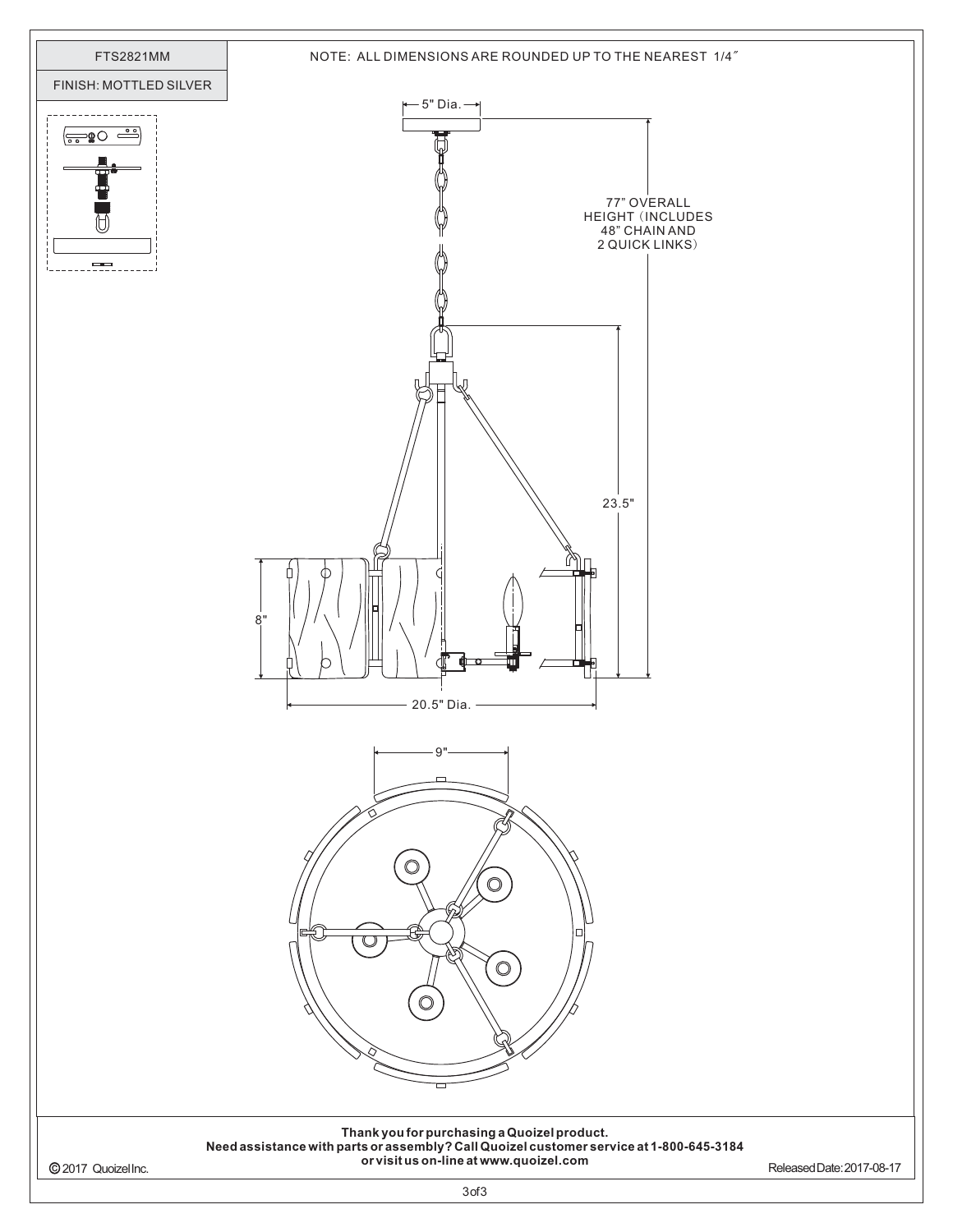FTS2821MM

FINISH: MOTTLED SILVER

NOTE: ALL DIMENSIONS ARE ROUNDED UP TO THE NEAREST 1/4″

5" Dia.

77" OVERALL HEIGHT (INCLUDES 48" CHAIN AND 2 QUICK LINKS)

23.5"

8"

20.5" Dia.

9"

**Thank you for purchasing a Quoizel product.**
**Need assistance with parts or assembly? Call Quoizel customer service at 1-800-645-3184 or visit us on-line at www.quoizel.com**

© 2017 Quoizel Inc.

Released Date: 2017-08-17